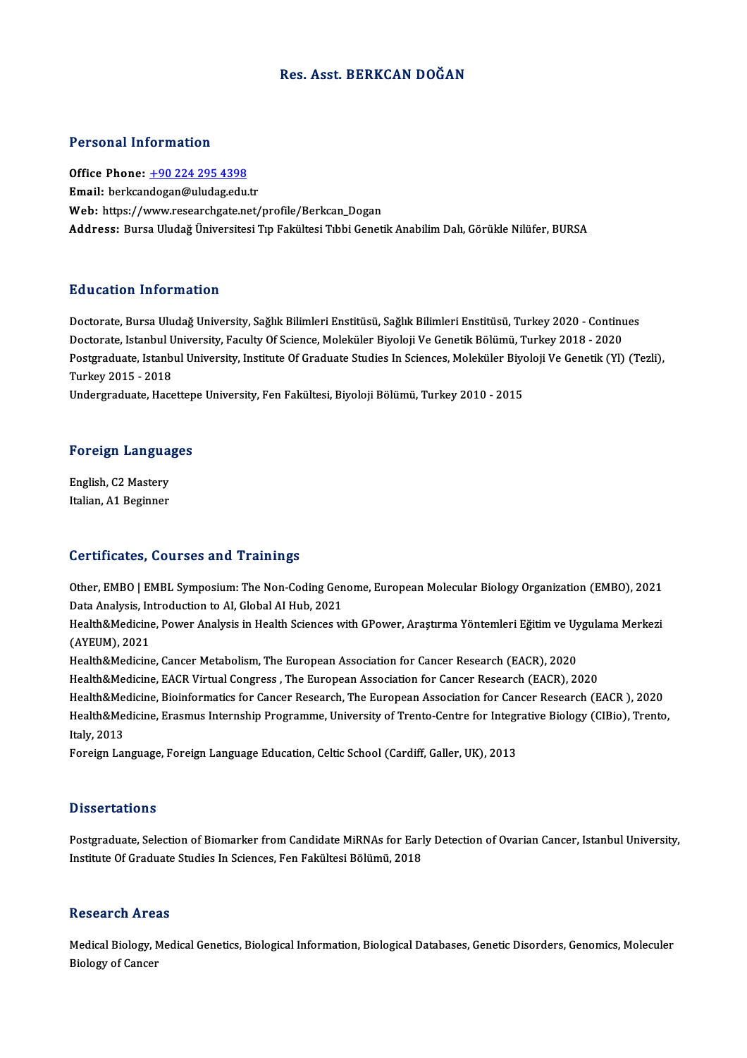# Res. Asst. BERKCAN DOĞAN

## Personal Information

**Office Phone:** +90 224 295 4398
**Email:** berkcandogan@uludag.edu.tr
**Web:** https://www.researchgate.net/profile/Berkcan_Dogan
**Address:** Bursa Uludağ Üniversitesi Tıp Fakültesi Tıbbi Genetik Anabilim Dalı, Görükle Nilüfer, BURSA

## Education Information

Doctorate, Bursa Uludağ University, Sağlık Bilimleri Enstitüsü, Sağlık Bilimleri Enstitüsü, Turkey 2020 - Continues
Doctorate, Istanbul University, Faculty Of Science, Moleküler Biyoloji Ve Genetik Bölümü, Turkey 2018 - 2020
Postgraduate, Istanbul University, Institute Of Graduate Studies In Sciences, Moleküler Biyoloji Ve Genetik (Yl) (Tezli), Turkey 2015 - 2018
Undergraduate, Hacettepe University, Fen Fakültesi, Biyoloji Bölümü, Turkey 2010 - 2015

## Foreign Languages

English, C2 Mastery
Italian, A1 Beginner

## Certificates, Courses and Trainings

Other, EMBO | EMBL Symposium: The Non-Coding Genome, European Molecular Biology Organization (EMBO), 2021
Data Analysis, Introduction to AI, Global AI Hub, 2021
Health&Medicine, Power Analysis in Health Sciences with GPower, Araştırma Yöntemleri Eğitim ve Uygulama Merkezi (AYEUM), 2021
Health&Medicine, Cancer Metabolism, The European Association for Cancer Research (EACR), 2020
Health&Medicine, EACR Virtual Congress , The European Association for Cancer Research (EACR), 2020
Health&Medicine, Bioinformatics for Cancer Research, The European Association for Cancer Research (EACR ), 2020
Health&Medicine, Erasmus Internship Programme, University of Trento-Centre for Integrative Biology (CIBio), Trento, Italy, 2013
Foreign Language, Foreign Language Education, Celtic School (Cardiff, Galler, UK), 2013

## Dissertations

Postgraduate, Selection of Biomarker from Candidate MiRNAs for Early Detection of Ovarian Cancer, Istanbul University, Institute Of Graduate Studies In Sciences, Fen Fakültesi Bölümü, 2018

## Research Areas

Medical Biology, Medical Genetics, Biological Information, Biological Databases, Genetic Disorders, Genomics, Moleculer Biology of Cancer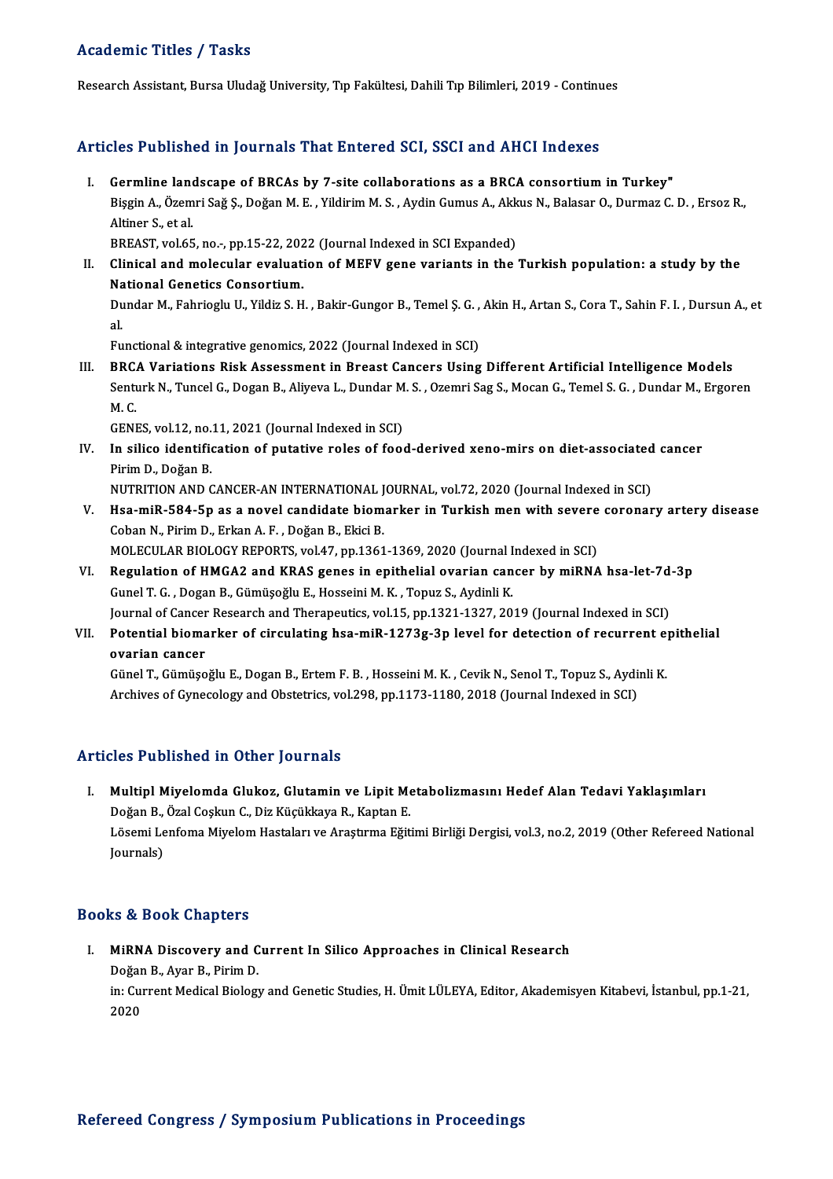## Academic Titles / Tasks

Research Assistant, Bursa Uludağ University, Tıp Fakültesi, Dahili Tıp Bilimleri, 2019 - Continues

## Articles Published in Journals That Entered SCI, SSCI and AHCI Indexes

I. **Germline landscape of BRCAs by 7-site collaborations as a BRCA consortium in Turkey"**
Bişgin A., Özemri Sağ Ş., Doğan M. E. , Yildirim M. S. , Aydin Gumus A., Akkus N., Balasar O., Durmaz C. D. , Ersoz R., Altiner S., et al.
BREAST, vol.65, no.-, pp.15-22, 2022 (Journal Indexed in SCI Expanded)

II. **Clinical and molecular evaluation of MEFV gene variants in the Turkish population: a study by the National Genetics Consortium.**
Dundar M., Fahrioglu U., Yildiz S. H. , Bakir-Gungor B., Temel Ş. G. , Akin H., Artan S., Cora T., Sahin F. I. , Dursun A., et al.
Functional & integrative genomics, 2022 (Journal Indexed in SCI)

III. **BRCA Variations Risk Assessment in Breast Cancers Using Different Artificial Intelligence Models**
Senturk N., Tuncel G., Dogan B., Aliyeva L., Dundar M. S. , Ozemri Sag S., Mocan G., Temel S. G. , Dundar M., Ergoren M. C.
GENES, vol.12, no.11, 2021 (Journal Indexed in SCI)

IV. **In silico identification of putative roles of food-derived xeno-mirs on diet-associated cancer**
Pirim D., Doğan B.
NUTRITION AND CANCER-AN INTERNATIONAL JOURNAL, vol.72, 2020 (Journal Indexed in SCI)

V. **Hsa-miR-584-5p as a novel candidate biomarker in Turkish men with severe coronary artery disease**
Coban N., Pirim D., Erkan A. F. , Doğan B., Ekici B.
MOLECULAR BIOLOGY REPORTS, vol.47, pp.1361-1369, 2020 (Journal Indexed in SCI)

VI. **Regulation of HMGA2 and KRAS genes in epithelial ovarian cancer by miRNA hsa-let-7d-3p**
Gunel T. G. , Dogan B., Gümüşoğlu E., Hosseini M. K. , Topuz S., Aydinli K.
Journal of Cancer Research and Therapeutics, vol.15, pp.1321-1327, 2019 (Journal Indexed in SCI)

VII. **Potential biomarker of circulating hsa-miR-1273g-3p level for detection of recurrent epithelial ovarian cancer**
Günel T., Gümüşoğlu E., Dogan B., Ertem F. B. , Hosseini M. K. , Cevik N., Senol T., Topuz S., Aydinli K.
Archives of Gynecology and Obstetrics, vol.298, pp.1173-1180, 2018 (Journal Indexed in SCI)

## Articles Published in Other Journals

I. **Multipl Miyelomda Glukoz, Glutamin ve Lipit Metabolizmasını Hedef Alan Tedavi Yaklaşımları**
Doğan B., Özal Coşkun C., Diz Küçükkaya R., Kaptan E.
Lösemi Lenfoma Miyelom Hastaları ve Araştırma Eğitimi Birliği Dergisi, vol.3, no.2, 2019 (Other Refereed National Journals)

## Books & Book Chapters

I. **MiRNA Discovery and Current In Silico Approaches in Clinical Research**
Doğan B., Ayar B., Pirim D.
in: Current Medical Biology and Genetic Studies, H. Ümit LÜLEYA, Editor, Akademisyen Kitabevi, İstanbul, pp.1-21, 2020

## Refereed Congress / Symposium Publications in Proceedings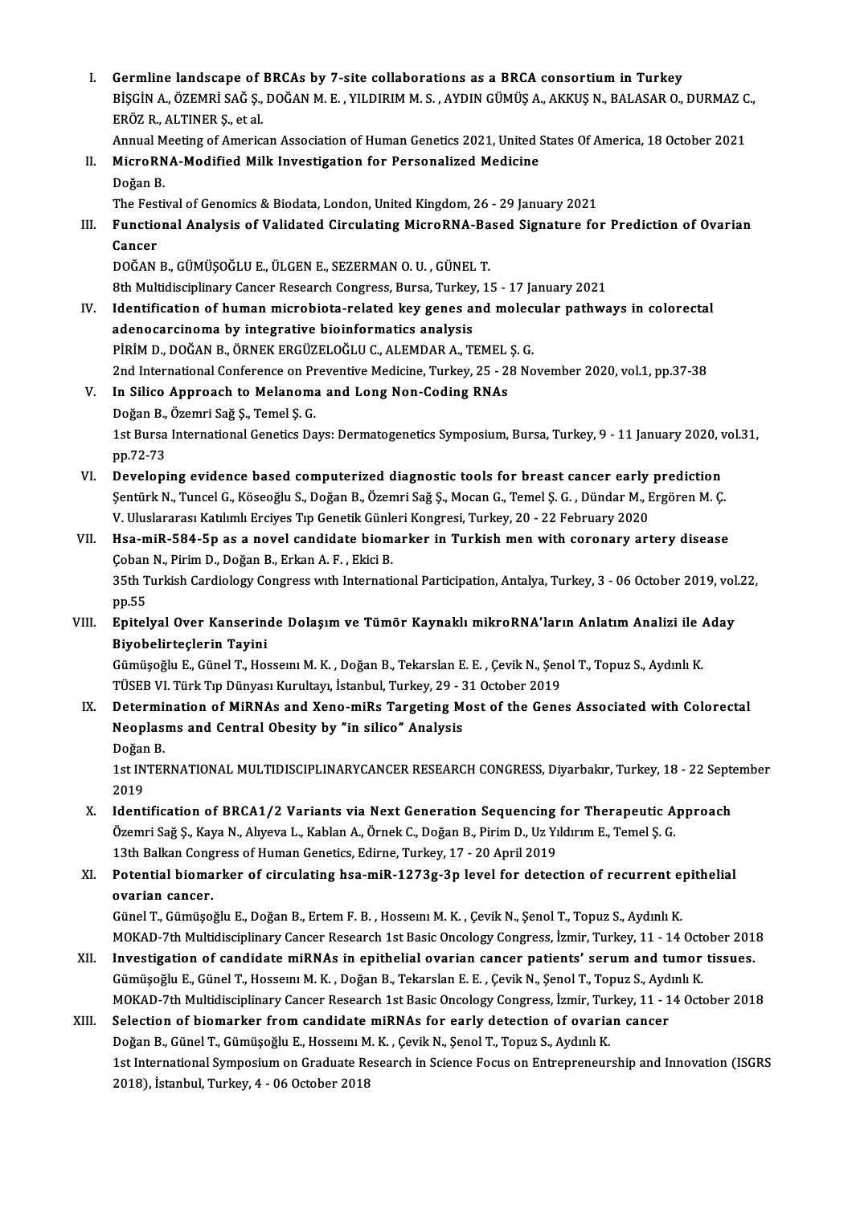I. **Germline landscape of BRCAs by 7-site collaborations as a BRCA consortium in Turkey**
   BİŞGİN A., ÖZEMRİ SAĞ Ş., DOĞAN M. E. , YILDIRIM M. S. , AYDIN GÜMÜŞ A., AKKUŞ N., BALASAR O., DURMAZ C., ERÖZ R., ALTINER Ş., et al.
   Annual Meeting of American Association of Human Genetics 2021, United States Of America, 18 October 2021

II. **MicroRNA-Modified Milk Investigation for Personalized Medicine**
   Doğan B.
   The Festival of Genomics & Biodata, London, United Kingdom, 26 - 29 January 2021

III. **Functional Analysis of Validated Circulating MicroRNA-Based Signature for Prediction of Ovarian Cancer**
   DOĞAN B., GÜMÜŞOĞLU E., ÜLGEN E., SEZERMAN O. U. , GÜNEL T.
   8th Multidisciplinary Cancer Research Congress, Bursa, Turkey, 15 - 17 January 2021

IV. **Identification of human microbiota-related key genes and molecular pathways in colorectal adenocarcinoma by integrative bioinformatics analysis**
   PİRİM D., DOĞAN B., ÖRNEK ERGÜZELOĞLU C., ALEMDAR A., TEMEL Ş. G.
   2nd International Conference on Preventive Medicine, Turkey, 25 - 28 November 2020, vol.1, pp.37-38

V. **In Silico Approach to Melanoma and Long Non-Coding RNAs**
   Doğan B., Özemri Sağ Ş., Temel Ş. G.
   1st Bursa International Genetics Days: Dermatogenetics Symposium, Bursa, Turkey, 9 - 11 January 2020, vol.31, pp.72-73

VI. **Developing evidence based computerized diagnostic tools for breast cancer early prediction**
   Şentürk N., Tuncel G., Köseoğlu S., Doğan B., Özemri Sağ Ş., Mocan G., Temel Ş. G. , Dündar M., Ergören M. Ç.
   V. Uluslararası Katılımlı Erciyes Tıp Genetik Günleri Kongresi, Turkey, 20 - 22 February 2020

VII. **Hsa-miR-584-5p as a novel candidate biomarker in Turkish men with coronary artery disease**
   Çoban N., Pirim D., Doğan B., Erkan A. F. , Ekici B.
   35th Turkish Cardiology Congress with International Participation, Antalya, Turkey, 3 - 06 October 2019, vol.22, pp.55

VIII. **Epitelyal Over Kanserinde Dolaşım ve Tümör Kaynaklı mikroRNA'ların Anlatım Analizi ile Aday Biyobelirteçlerin Tayini**
   Gümüşoğlu E., Günel T., Hosseını M. K. , Doğan B., Tekarslan E. E. , Çevik N., Şenol T., Topuz S., Aydınlı K.
   TÜSEB VI. Türk Tıp Dünyası Kurultayı, İstanbul, Turkey, 29 - 31 October 2019

IX. **Determination of MiRNAs and Xeno-miRs Targeting Most of the Genes Associated with Colorectal Neoplasms and Central Obesity by "in silico" Analysis**
   Doğan B.
   1st INTERNATIONAL MULTIDISCIPLINARYCANCER RESEARCH CONGRESS, Diyarbakır, Turkey, 18 - 22 September 2019

X. **Identification of BRCA1/2 Variants via Next Generation Sequencing for Therapeutic Approach**
   Özemri Sağ Ş., Kaya N., Alıyeva L., Kablan A., Örnek C., Doğan B., Pirim D., Uz Yıldırım E., Temel Ş. G.
   13th Balkan Congress of Human Genetics, Edirne, Turkey, 17 - 20 April 2019

XI. **Potential biomarker of circulating hsa-miR-1273g-3p level for detection of recurrent epithelial ovarian cancer.**
   Günel T., Gümüşoğlu E., Doğan B., Ertem F. B. , Hosseını M. K. , Çevik N., Şenol T., Topuz S., Aydınlı K.
   MOKAD-7th Multidisciplinary Cancer Research 1st Basic Oncology Congress, İzmir, Turkey, 11 - 14 October 2018

XII. **Investigation of candidate miRNAs in epithelial ovarian cancer patients' serum and tumor tissues.**
   Gümüşoğlu E., Günel T., Hosseını M. K. , Doğan B., Tekarslan E. E. , Çevik N., Şenol T., Topuz S., Aydınlı K.
   MOKAD-7th Multidisciplinary Cancer Research 1st Basic Oncology Congress, İzmir, Turkey, 11 - 14 October 2018

XIII. **Selection of biomarker from candidate miRNAs for early detection of ovarian cancer**
   Doğan B., Günel T., Gümüşoğlu E., Hosseını M. K. , Çevik N., Şenol T., Topuz S., Aydınlı K.
   1st International Symposium on Graduate Research in Science Focus on Entrepreneurship and Innovation (ISGRS 2018), İstanbul, Turkey, 4 - 06 October 2018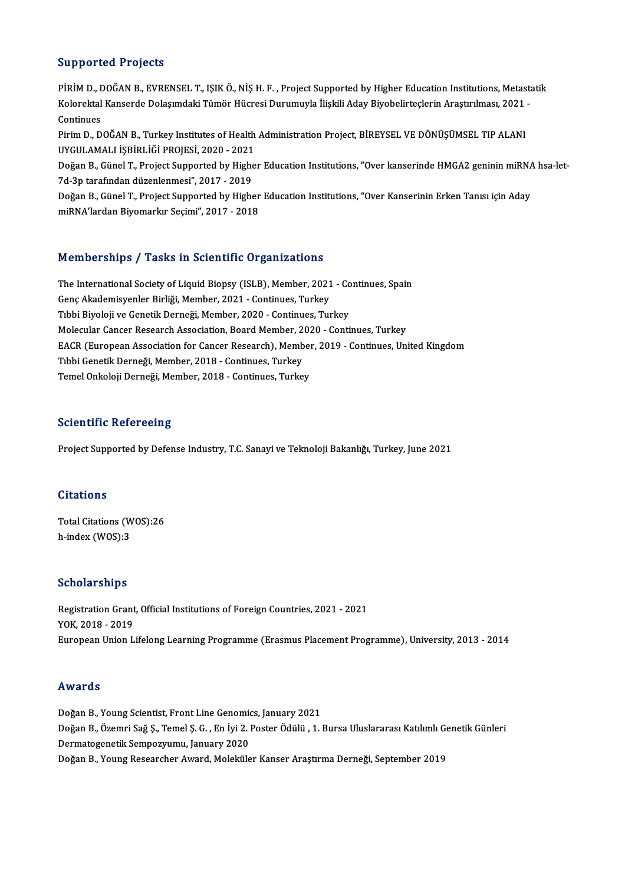## Supported Projects

PİRİM D., DOĞAN B., EVRENSEL T., IŞIK Ö., NİŞ H. F. , Project Supported by Higher Education Institutions, Metastatik Kolorektal Kanserde Dolaşımdaki Tümör Hücresi Durumuyla İlişkili Aday Biyobelirteçlerin Araştırılması, 2021 - Continues

Pirim D., DOĞAN B., Turkey Institutes of Health Administration Project, BİREYSEL VE DÖNÜŞÜMSEL TIP ALANI UYGULAMALI İŞBİRLİĞİ PROJESİ, 2020 - 2021

Doğan B., Günel T., Project Supported by Higher Education Institutions, "Over kanserinde HMGA2 geninin miRNA hsa-let-7d-3p tarafından düzenlenmesi", 2017 - 2019

Doğan B., Günel T., Project Supported by Higher Education Institutions, "Over Kanserinin Erken Tanısı için Aday miRNA'lardan Biyomarkır Seçimi", 2017 - 2018

## Memberships / Tasks in Scientific Organizations

The International Society of Liquid Biopsy (ISLB), Member, 2021 - Continues, Spain
Genç Akademisyenler Birliği, Member, 2021 - Continues, Turkey
Tıbbi Biyoloji ve Genetik Derneği, Member, 2020 - Continues, Turkey
Molecular Cancer Research Association, Board Member, 2020 - Continues, Turkey
EACR (European Association for Cancer Research), Member, 2019 - Continues, United Kingdom
Tıbbi Genetik Derneği, Member, 2018 - Continues, Turkey
Temel Onkoloji Derneği, Member, 2018 - Continues, Turkey

## Scientific Refereeing

Project Supported by Defense Industry, T.C. Sanayi ve Teknoloji Bakanlığı, Turkey, June 2021

## Citations

Total Citations (WOS):26
h-index (WOS):3

## Scholarships

Registration Grant, Official Institutions of Foreign Countries, 2021 - 2021
YOK, 2018 - 2019
European Union Lifelong Learning Programme (Erasmus Placement Programme), University, 2013 - 2014

## Awards

Doğan B., Young Scientist, Front Line Genomics, January 2021
Doğan B., Özemri Sağ Ş., Temel Ş. G. , En İyi 2. Poster Ödülü , 1. Bursa Uluslararası Katılımlı Genetik Günleri Dermatogenetik Sempozyumu, January 2020
Doğan B., Young Researcher Award, Moleküler Kanser Araştırma Derneği, September 2019